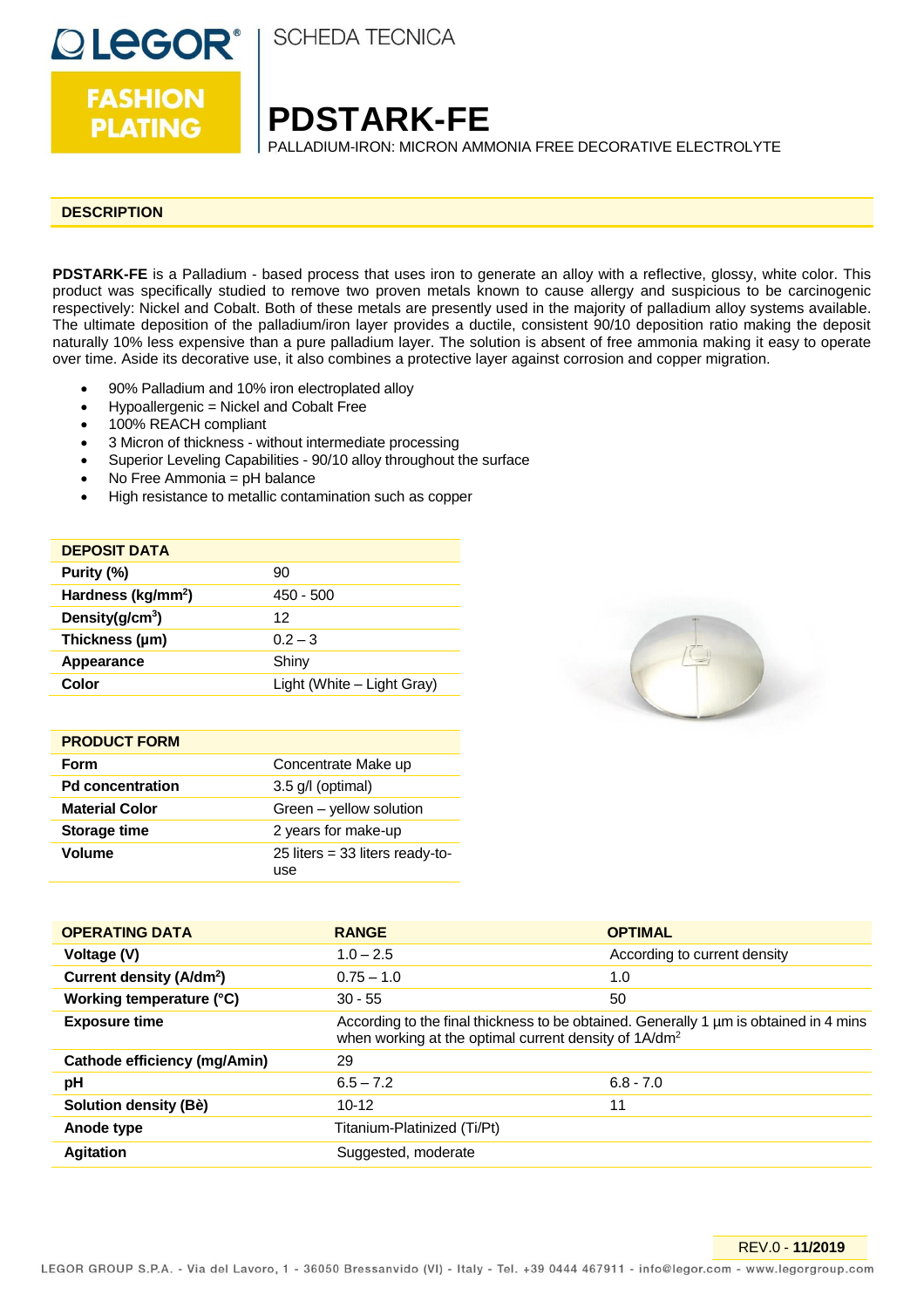LEGOR®

FASHION PLATING

SCHEDA TECNICA

# PDSTARK-FE

PALLADIUM-IRON: MICRON AMMONIA FREE DECORATIVE ELECTROLYTE

## DESCRIPTION

**PDSTARK-FE** is a Palladium - based process that uses iron to generate an alloy with a reflective, glossy, white color. This product was specifically studied to remove two proven metals known to cause allergy and suspicious to be carcinogenic respectively: Nickel and Cobalt. Both of these metals are presently used in the majority of palladium alloy systems available. The ultimate deposition of the palladium/iron layer provides a ductile, consistent 90/10 deposition ratio making the deposit naturally 10% less expensive than a pure palladium layer. The solution is absent of free ammonia making it easy to operate over time. Aside its decorative use, it also combines a protective layer against corrosion and copper migration.

- 90% Palladium and 10% iron electroplated alloy
- Hypoallergenic = Nickel and Cobalt Free
- 100% REACH compliant
- 3 Micron of thickness - without intermediate processing
- Superior Leveling Capabilities - 90/10 alloy throughout the surface
- No Free Ammonia = pH balance
- High resistance to metallic contamination such as copper

| DEPOSIT DATA | |
|---|---|
| **Purity (%)** | 90 |
| **Hardness (kg/mm$^2$)** | 450 - 500 |
| **Density(g/cm$^3$)** | 12 |
| **Thickness (μm)** | 0.2 – 3 |
| **Appearance** | Shiny |
| **Color** | Light (White – Light Gray) |

| PRODUCT FORM | |
|---|---|
| **Form** | Concentrate Make up |
| **Pd concentration** | 3.5 g/l (optimal) |
| **Material Color** | Green – yellow solution |
| **Storage time** | 2 years for make-up |
| **Volume** | 25 liters = 33 liters ready-to-use |

| OPERATING DATA | RANGE | OPTIMAL |
|---|---|---|
| **Voltage (V)** | 1.0 – 2.5 | According to current density |
| **Current density (A/dm$^2$)** | 0.75 – 1.0 | 1.0 |
| **Working temperature (°C)** | 30 - 55 | 50 |
| **Exposure time** | According to the final thickness to be obtained. Generally 1 μm is obtained in 4 mins when working at the optimal current density of 1A/dm$^2$ | |
| **Cathode efficiency (mg/Amin)** | 29 | |
| **pH** | 6.5 – 7.2 | 6.8 - 7.0 |
| **Solution density (Bè)** | 10-12 | 11 |
| **Anode type** | Titanium-Platinized (Ti/Pt) | |
| **Agitation** | Suggested, moderate | |

REV.0 - **11/2019**

LEGOR GROUP S.P.A. - Via del Lavoro, 1 - 36050 Bressanvido (VI) - Italy - Tel. +39 0444 467911 - info@legor.com - www.legorgroup.com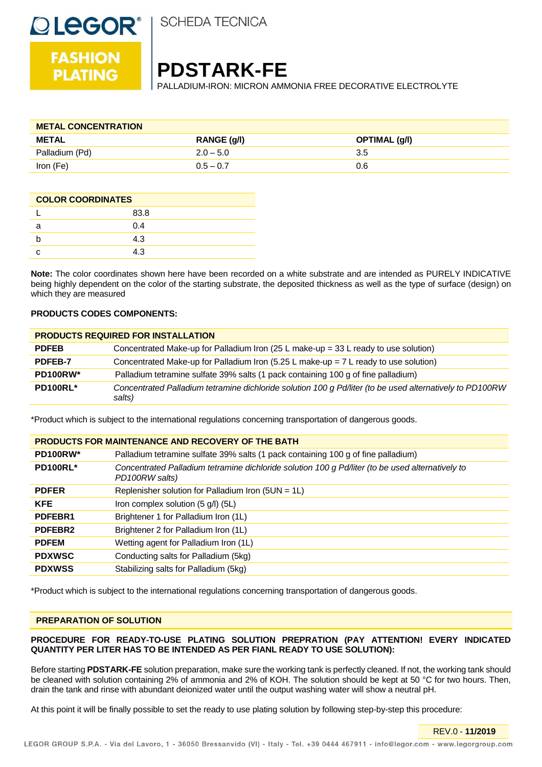# PDSTARK-FE

PALLADIUM-IRON: MICRON AMMONIA FREE DECORATIVE ELECTROLYTE

| METAL CONCENTRATION | | |
|---|---|---|
| **METAL** | **RANGE (g/l)** | **OPTIMAL (g/l)** |
| Palladium (Pd) | 2.0 – 5.0 | 3.5 |
| Iron (Fe) | 0.5 – 0.7 | 0.6 |

| COLOR COORDINATES | |
|---|---|
| L | 83.8 |
| a | 0.4 |
| b | 4.3 |
| c | 4.3 |

**Note:** The color coordinates shown here have been recorded on a white substrate and are intended as PURELY INDICATIVE being highly dependent on the color of the starting substrate, the deposited thickness as well as the type of surface (design) on which they are measured

**PRODUCTS CODES COMPONENTS:**

| PRODUCTS REQUIRED FOR INSTALLATION | |
|---|---|
| **PDFEB** | Concentrated Make-up for Palladium Iron (25 L make-up = 33 L ready to use solution) |
| **PDFEB-7** | Concentrated Make-up for Palladium Iron (5.25 L make-up = 7 L ready to use solution) |
| **PD100RW*** | Palladium tetramine sulfate 39% salts (1 pack containing 100 g of fine palladium) |
| **PD100RL*** | *Concentrated Palladium tetramine dichloride solution 100 g Pd/liter (to be used alternatively to PD100RW salts)* |

*Product which is subject to the international regulations concerning transportation of dangerous goods.

| PRODUCTS FOR MAINTENANCE AND RECOVERY OF THE BATH | |
|---|---|
| **PD100RW*** | Palladium tetramine sulfate 39% salts (1 pack containing 100 g of fine palladium) |
| **PD100RL*** | *Concentrated Palladium tetramine dichloride solution 100 g Pd/liter (to be used alternatively to PD100RW salts)* |
| **PDFER** | Replenisher solution for Palladium Iron (5UN = 1L) |
| **KFE** | Iron complex solution (5 g/l) (5L) |
| **PDFEBR1** | Brightener 1 for Palladium Iron (1L) |
| **PDFEBR2** | Brightener 2 for Palladium Iron (1L) |
| **PDFEM** | Wetting agent for Palladium Iron (1L) |
| **PDXWSC** | Conducting salts for Palladium (5kg) |
| **PDXWSS** | Stabilizing salts for Palladium (5kg) |

*Product which is subject to the international regulations concerning transportation of dangerous goods.

## PREPARATION OF SOLUTION

**PROCEDURE FOR READY-TO-USE PLATING SOLUTION PREPRATION (PAY ATTENTION! EVERY INDICATED QUANTITY PER LITER HAS TO BE INTENDED AS PER FIANL READY TO USE SOLUTION):**

Before starting **PDSTARK-FE** solution preparation, make sure the working tank is perfectly cleaned. If not, the working tank should be cleaned with solution containing 2% of ammonia and 2% of KOH. The solution should be kept at 50 °C for two hours. Then, drain the tank and rinse with abundant deionized water until the output washing water will show a neutral pH.

At this point it will be finally possible to set the ready to use plating solution by following step-by-step this procedure: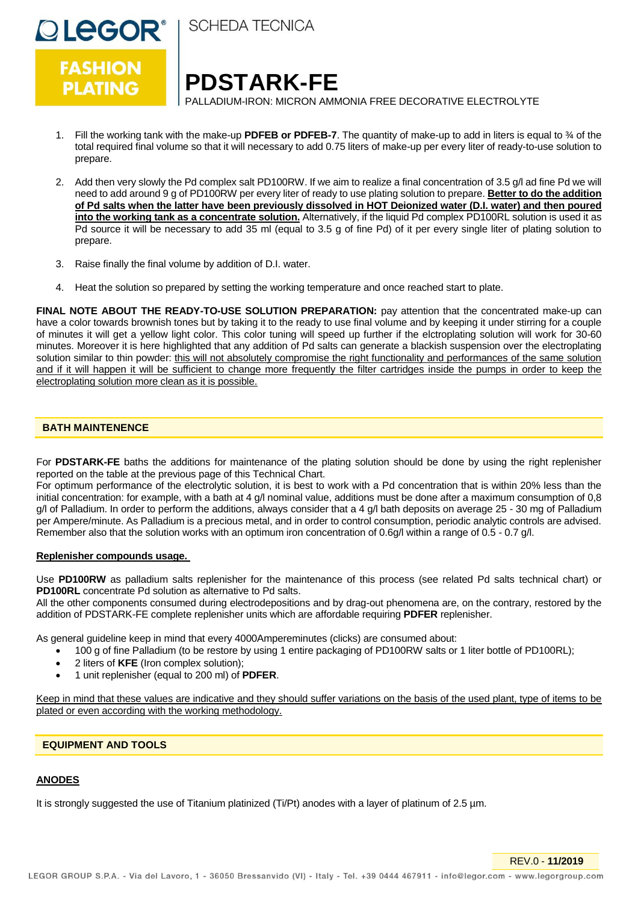1. Fill the working tank with the make-up **PDFEB or PDFEB-7**. The quantity of make-up to add in liters is equal to ¾ of the total required final volume so that it will necessary to add 0.75 liters of make-up per every liter of ready-to-use solution to prepare.

2. Add then very slowly the Pd complex salt PD100RW. If we aim to realize a final concentration of 3.5 g/l ad fine Pd we will need to add around 9 g of PD100RW per every liter of ready to use plating solution to prepare. **Better to do the addition of Pd salts when the latter have been previously dissolved in HOT Deionized water (D.I. water) and then poured into the working tank as a concentrate solution.** Alternatively, if the liquid Pd complex PD100RL solution is used it as Pd source it will be necessary to add 35 ml (equal to 3.5 g of fine Pd) of it per every single liter of plating solution to prepare.

3. Raise finally the final volume by addition of D.I. water.

4. Heat the solution so prepared by setting the working temperature and once reached start to plate.

**FINAL NOTE ABOUT THE READY-TO-USE SOLUTION PREPARATION:** pay attention that the concentrated make-up can have a color towards brownish tones but by taking it to the ready to use final volume and by keeping it under stirring for a couple of minutes it will get a yellow light color. This color tuning will speed up further if the elctroplating solution will work for 30-60 minutes. Moreover it is here highlighted that any addition of Pd salts can generate a blackish suspension over the electroplating solution similar to thin powder: this will not absolutely compromise the right functionality and performances of the same solution and if it will happen it will be sufficient to change more frequently the filter cartridges inside the pumps in order to keep the electroplating solution more clean as it is possible.

## BATH MAINTENENCE

For **PDSTARK-FE** baths the additions for maintenance of the plating solution should be done by using the right replenisher reported on the table at the previous page of this Technical Chart.
For optimum performance of the electrolytic solution, it is best to work with a Pd concentration that is within 20% less than the initial concentration: for example, with a bath at 4 g/l nominal value, additions must be done after a maximum consumption of 0,8 g/l of Palladium. In order to perform the additions, always consider that a 4 g/l bath deposits on average 25 - 30 mg of Palladium per Ampere/minute. As Palladium is a precious metal, and in order to control consumption, periodic analytic controls are advised. Remember also that the solution works with an optimum iron concentration of 0.6g/l within a range of 0.5 - 0.7 g/l.

**Replenisher compounds usage.**

Use **PD100RW** as palladium salts replenisher for the maintenance of this process (see related Pd salts technical chart) or **PD100RL** concentrate Pd solution as alternative to Pd salts.
All the other components consumed during electrodepositions and by drag-out phenomena are, on the contrary, restored by the addition of PDSTARK-FE complete replenisher units which are affordable requiring **PDFER** replenisher.

As general guideline keep in mind that every 4000Ampereminutes (clicks) are consumed about:

- 100 g of fine Palladium (to be restore by using 1 entire packaging of PD100RW salts or 1 liter bottle of PD100RL);
- 2 liters of **KFE** (Iron complex solution);
- 1 unit replenisher (equal to 200 ml) of **PDFER**.

Keep in mind that these values are indicative and they should suffer variations on the basis of the used plant, type of items to be plated or even according with the working methodology.

## EQUIPMENT AND TOOLS

**ANODES**

It is strongly suggested the use of Titanium platinized (Ti/Pt) anodes with a layer of platinum of 2.5 µm.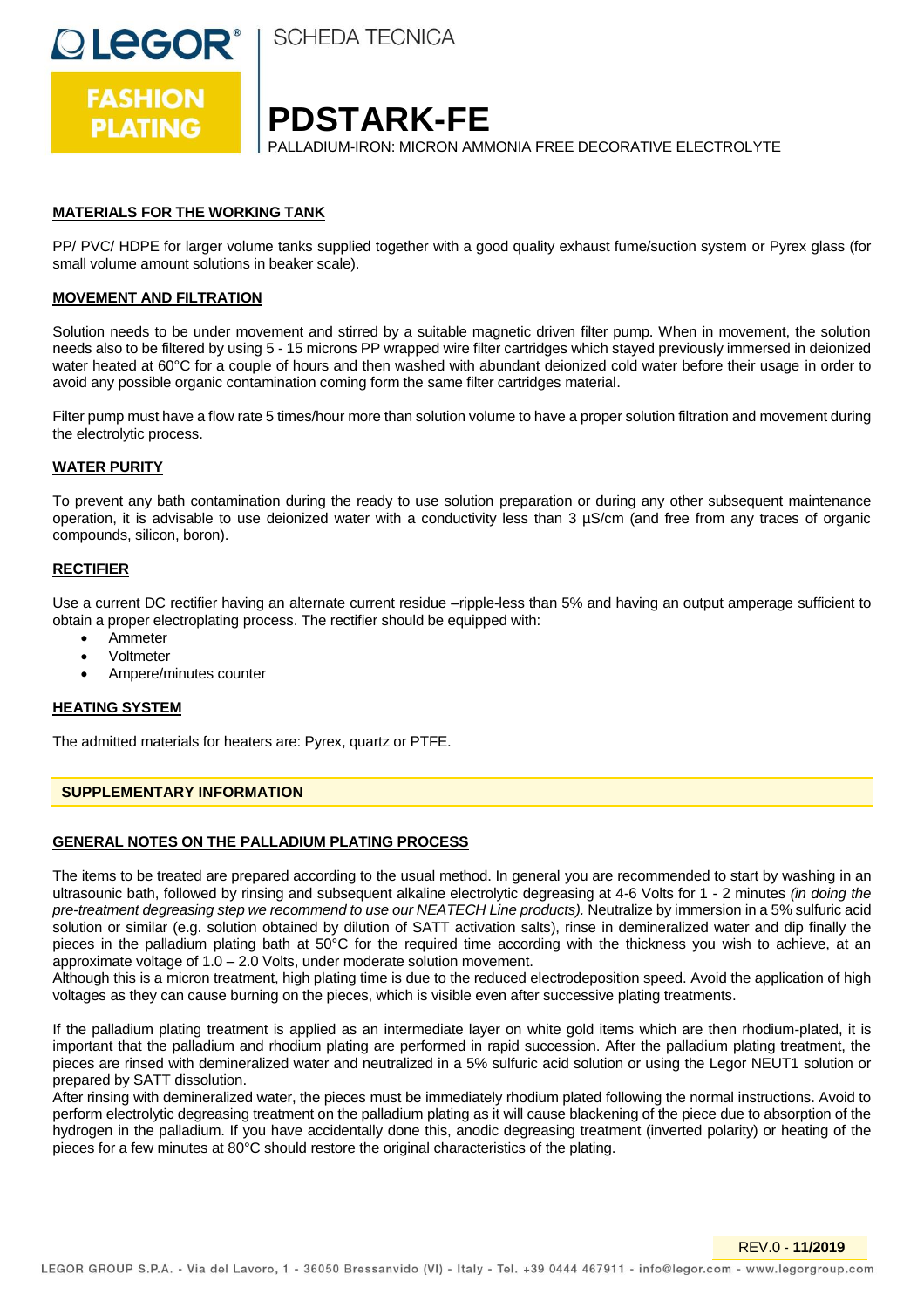# PDSTARK-FE

PALLADIUM-IRON: MICRON AMMONIA FREE DECORATIVE ELECTROLYTE

## MATERIALS FOR THE WORKING TANK

PP/ PVC/ HDPE for larger volume tanks supplied together with a good quality exhaust fume/suction system or Pyrex glass (for small volume amount solutions in beaker scale).

## MOVEMENT AND FILTRATION

Solution needs to be under movement and stirred by a suitable magnetic driven filter pump. When in movement, the solution needs also to be filtered by using 5 - 15 microns PP wrapped wire filter cartridges which stayed previously immersed in deionized water heated at 60°C for a couple of hours and then washed with abundant deionized cold water before their usage in order to avoid any possible organic contamination coming form the same filter cartridges material.

Filter pump must have a flow rate 5 times/hour more than solution volume to have a proper solution filtration and movement during the electrolytic process.

## WATER PURITY

To prevent any bath contamination during the ready to use solution preparation or during any other subsequent maintenance operation, it is advisable to use deionized water with a conductivity less than 3 µS/cm (and free from any traces of organic compounds, silicon, boron).

## RECTIFIER

Use a current DC rectifier having an alternate current residue –ripple-less than 5% and having an output amperage sufficient to obtain a proper electroplating process. The rectifier should be equipped with:

- Ammeter
- Voltmeter
- Ampere/minutes counter

## HEATING SYSTEM

The admitted materials for heaters are: Pyrex, quartz or PTFE.

## SUPPLEMENTARY INFORMATION

## GENERAL NOTES ON THE PALLADIUM PLATING PROCESS

The items to be treated are prepared according to the usual method. In general you are recommended to start by washing in an ultrasounic bath, followed by rinsing and subsequent alkaline electrolytic degreasing at 4-6 Volts for 1 - 2 minutes *(in doing the pre-treatment degreasing step we recommend to use our NEATECH Line products).* Neutralize by immersion in a 5% sulfuric acid solution or similar (e.g. solution obtained by dilution of SATT activation salts), rinse in demineralized water and dip finally the pieces in the palladium plating bath at 50°C for the required time according with the thickness you wish to achieve, at an approximate voltage of 1.0 – 2.0 Volts, under moderate solution movement.
Although this is a micron treatment, high plating time is due to the reduced electrodeposition speed. Avoid the application of high voltages as they can cause burning on the pieces, which is visible even after successive plating treatments.

If the palladium plating treatment is applied as an intermediate layer on white gold items which are then rhodium-plated, it is important that the palladium and rhodium plating are performed in rapid succession. After the palladium plating treatment, the pieces are rinsed with demineralized water and neutralized in a 5% sulfuric acid solution or using the Legor NEUT1 solution or prepared by SATT dissolution.
After rinsing with demineralized water, the pieces must be immediately rhodium plated following the normal instructions. Avoid to perform electrolytic degreasing treatment on the palladium plating as it will cause blackening of the piece due to absorption of the hydrogen in the palladium. If you have accidentally done this, anodic degreasing treatment (inverted polarity) or heating of the pieces for a few minutes at 80°C should restore the original characteristics of the plating.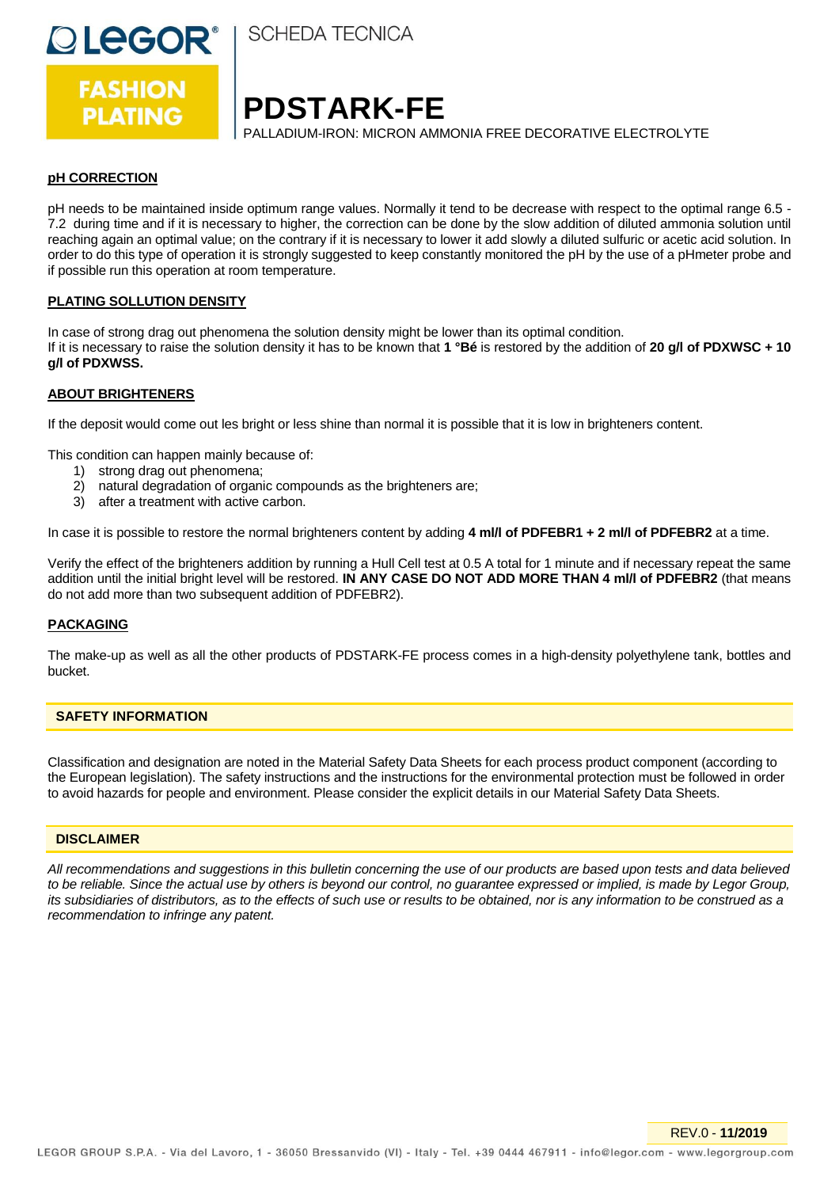## pH CORRECTION

pH needs to be maintained inside optimum range values. Normally it tend to be decrease with respect to the optimal range 6.5 - 7.2 during time and if it is necessary to higher, the correction can be done by the slow addition of diluted ammonia solution until reaching again an optimal value; on the contrary if it is necessary to lower it add slowly a diluted sulfuric or acetic acid solution. In order to do this type of operation it is strongly suggested to keep constantly monitored the pH by the use of a pHmeter probe and if possible run this operation at room temperature.

## PLATING SOLLUTION DENSITY

In case of strong drag out phenomena the solution density might be lower than its optimal condition.
If it is necessary to raise the solution density it has to be known that **1 °Bé** is restored by the addition of **20 g/l of PDXWSC + 10 g/l of PDXWSS.**

## ABOUT BRIGHTENERS

If the deposit would come out les bright or less shine than normal it is possible that it is low in brighteners content.

This condition can happen mainly because of:

1) strong drag out phenomena;
2) natural degradation of organic compounds as the brighteners are;
3) after a treatment with active carbon.

In case it is possible to restore the normal brighteners content by adding **4 ml/l of PDFEBR1 + 2 ml/l of PDFEBR2** at a time.

Verify the effect of the brighteners addition by running a Hull Cell test at 0.5 A total for 1 minute and if necessary repeat the same addition until the initial bright level will be restored. **IN ANY CASE DO NOT ADD MORE THAN 4 ml/l of PDFEBR2** (that means do not add more than two subsequent addition of PDFEBR2).

## PACKAGING

The make-up as well as all the other products of PDSTARK-FE process comes in a high-density polyethylene tank, bottles and bucket.

## SAFETY INFORMATION

Classification and designation are noted in the Material Safety Data Sheets for each process product component (according to the European legislation). The safety instructions and the instructions for the environmental protection must be followed in order to avoid hazards for people and environment. Please consider the explicit details in our Material Safety Data Sheets.

## DISCLAIMER

*All recommendations and suggestions in this bulletin concerning the use of our products are based upon tests and data believed to be reliable. Since the actual use by others is beyond our control, no guarantee expressed or implied, is made by Legor Group, its subsidiaries of distributors, as to the effects of such use or results to be obtained, nor is any information to be construed as a recommendation to infringe any patent.*

REV.0 - **11/2019**